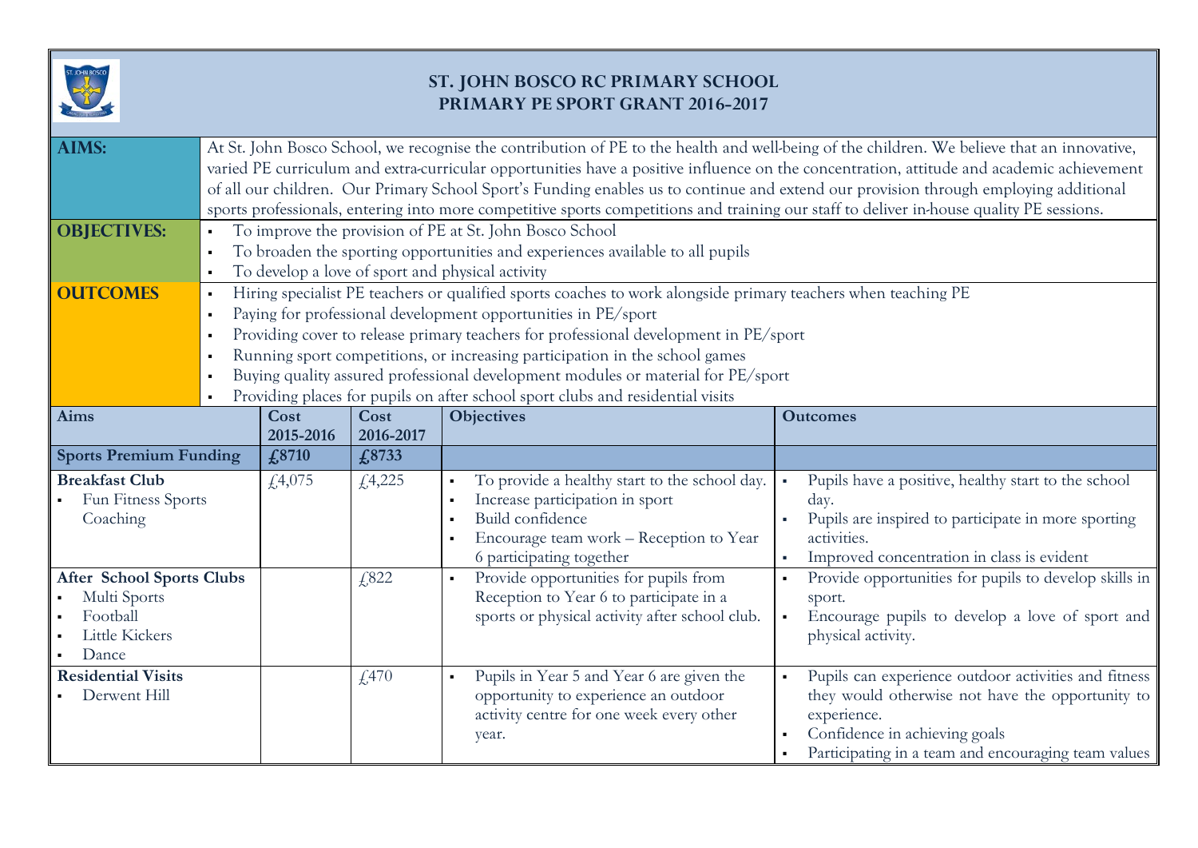# ST. JOHN BOSCO RC PRIMARY SCHOOL
## PRIMARY PE SPORT GRANT 2016-2017

**AIMS:** At St. John Bosco School, we recognise the contribution of PE to the health and well-being of the children. We believe that an innovative, varied PE curriculum and extra-curricular opportunities have a positive influence on the concentration, attitude and academic achievement of all our children. Our Primary School Sport's Funding enables us to continue and extend our provision through employing additional sports professionals, entering into more competitive sports competitions and training our staff to deliver in-house quality PE sessions.

**OBJECTIVES:**
- To improve the provision of PE at St. John Bosco School
- To broaden the sporting opportunities and experiences available to all pupils
- To develop a love of sport and physical activity

**OUTCOMES**
- Hiring specialist PE teachers or qualified sports coaches to work alongside primary teachers when teaching PE
- Paying for professional development opportunities in PE/sport
- Providing cover to release primary teachers for professional development in PE/sport
- Running sport competitions, or increasing participation in the school games
- Buying quality assured professional development modules or material for PE/sport
- Providing places for pupils on after school sport clubs and residential visits

| Aims | Cost 2015-2016 | Cost 2016-2017 | Objectives | Outcomes |
|---|---|---|---|---|
| **Sports Premium Funding** | **£8710** | **£8733** | | |
| **Breakfast Club**<br>• Fun Fitness Sports Coaching | £4,075 | £4,225 | • To provide a healthy start to the school day.<br>• Increase participation in sport<br>• Build confidence<br>• Encourage team work – Reception to Year 6 participating together | • Pupils have a positive, healthy start to the school day.<br>• Pupils are inspired to participate in more sporting activities.<br>• Improved concentration in class is evident |
| **After School Sports Clubs**<br>• Multi Sports<br>• Football<br>• Little Kickers<br>• Dance | | £822 | • Provide opportunities for pupils from Reception to Year 6 to participate in a sports or physical activity after school club. | • Provide opportunities for pupils to develop skills in sport.<br>• Encourage pupils to develop a love of sport and physical activity. |
| **Residential Visits**<br>• Derwent Hill | | £470 | • Pupils in Year 5 and Year 6 are given the opportunity to experience an outdoor activity centre for one week every other year. | • Pupils can experience outdoor activities and fitness they would otherwise not have the opportunity to experience.<br>• Confidence in achieving goals<br>• Participating in a team and encouraging team values |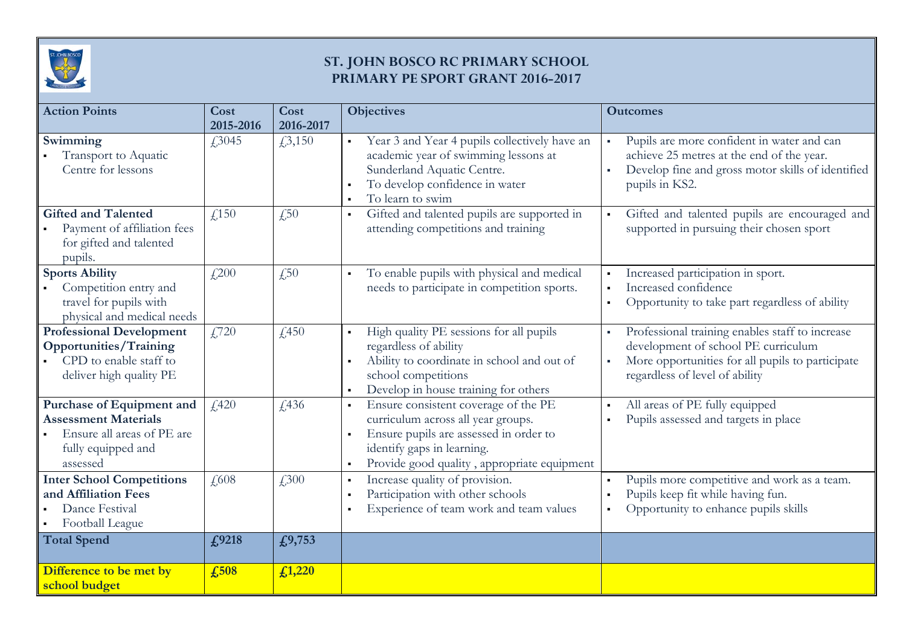# ST. JOHN BOSCO RC PRIMARY SCHOOL
## PRIMARY PE SPORT GRANT 2016-2017

| Action Points | Cost 2015-2016 | Cost 2016-2017 | Objectives | Outcomes |
|---|---|---|---|---|
| **Swimming**<br>▪ Transport to Aquatic Centre for lessons | £3045 | £3,150 | ▪ Year 3 and Year 4 pupils collectively have an academic year of swimming lessons at Sunderland Aquatic Centre.<br>▪ To develop confidence in water<br>▪ To learn to swim | ▪ Pupils are more confident in water and can achieve 25 metres at the end of the year.<br>▪ Develop fine and gross motor skills of identified pupils in KS2. |
| **Gifted and Talented**<br>▪ Payment of affiliation fees for gifted and talented pupils. | £150 | £50 | ▪ Gifted and talented pupils are supported in attending competitions and training | ▪ Gifted and talented pupils are encouraged and supported in pursuing their chosen sport |
| **Sports Ability**<br>▪ Competition entry and travel for pupils with physical and medical needs | £200 | £50 | ▪ To enable pupils with physical and medical needs to participate in competition sports. | ▪ Increased participation in sport.<br>▪ Increased confidence<br>▪ Opportunity to take part regardless of ability |
| **Professional Development Opportunities/Training**<br>▪ CPD to enable staff to deliver high quality PE | £720 | £450 | ▪ High quality PE sessions for all pupils regardless of ability<br>▪ Ability to coordinate in school and out of school competitions<br>▪ Develop in house training for others | ▪ Professional training enables staff to increase development of school PE curriculum<br>▪ More opportunities for all pupils to participate regardless of level of ability |
| **Purchase of Equipment and Assessment Materials**<br>▪ Ensure all areas of PE are fully equipped and assessed | £420 | £436 | ▪ Ensure consistent coverage of the PE curriculum across all year groups.<br>▪ Ensure pupils are assessed in order to identify gaps in learning.<br>▪ Provide good quality , appropriate equipment | ▪ All areas of PE fully equipped<br>▪ Pupils assessed and targets in place |
| **Inter School Competitions and Affiliation Fees**<br>▪ Dance Festival<br>▪ Football League | £608 | £300 | ▪ Increase quality of provision.<br>▪ Participation with other schools<br>▪ Experience of team work and team values | ▪ Pupils more competitive and work as a team.<br>▪ Pupils keep fit while having fun.<br>▪ Opportunity to enhance pupils skills |
| **Total Spend** | **£9218** | **£9,753** | | |
| **Difference to be met by school budget** | **£508** | **£1,220** | | |